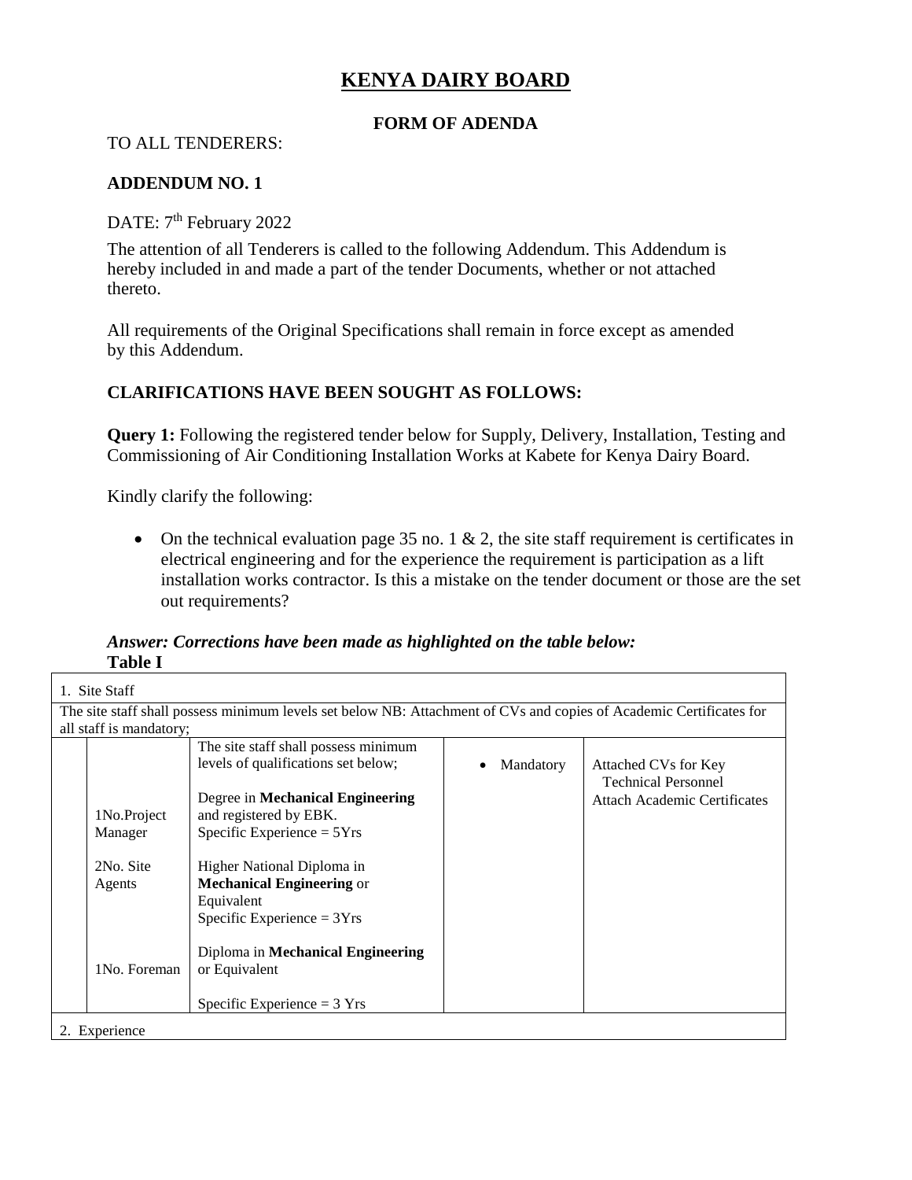# KENYA DAIRY BOARD

## FORM OF ADENDA

TO ALL TENDERERS:

**ADDENDUM NO. 1**

DATE: 7th February 2022

The attention of all Tenderers is called to the following Addendum. This Addendum is hereby included in and made a part of the tender Documents, whether or not attached thereto.

All requirements of the Original Specifications shall remain in force except as amended by this Addendum.

**CLARIFICATIONS HAVE BEEN SOUGHT AS FOLLOWS:**

**Query 1:** Following the registered tender below for Supply, Delivery, Installation, Testing and Commissioning of Air Conditioning Installation Works at Kabete for Kenya Dairy Board.

Kindly clarify the following:

- On the technical evaluation page 35 no. 1 & 2, the site staff requirement is certificates in electrical engineering and for the experience the requirement is participation as a lift installation works contractor. Is this a mistake on the tender document or those are the set out requirements?

***Answer: Corrections have been made as highlighted on the table below:***

**Table I**

| 1. Site Staff | | | | |
|---|---|---|---|---|
| The site staff shall possess minimum levels set below NB: Attachment of CVs and copies of Academic Certificates for all staff is mandatory; | | | | |
| | | The site staff shall possess minimum levels of qualifications set below; | • Mandatory | Attached CVs for Key Technical Personnel<br>Attach Academic Certificates |
| | 1No.Project Manager | Degree in **Mechanical Engineering** and registered by EBK.<br>Specific Experience = 5Yrs | | |
| | 2No. Site Agents | Higher National Diploma in **Mechanical Engineering** or Equivalent<br>Specific Experience = 3Yrs | | |
| | 1No. Foreman | Diploma in **Mechanical Engineering** or Equivalent<br>Specific Experience = 3 Yrs | | |
| 2. Experience | | | | |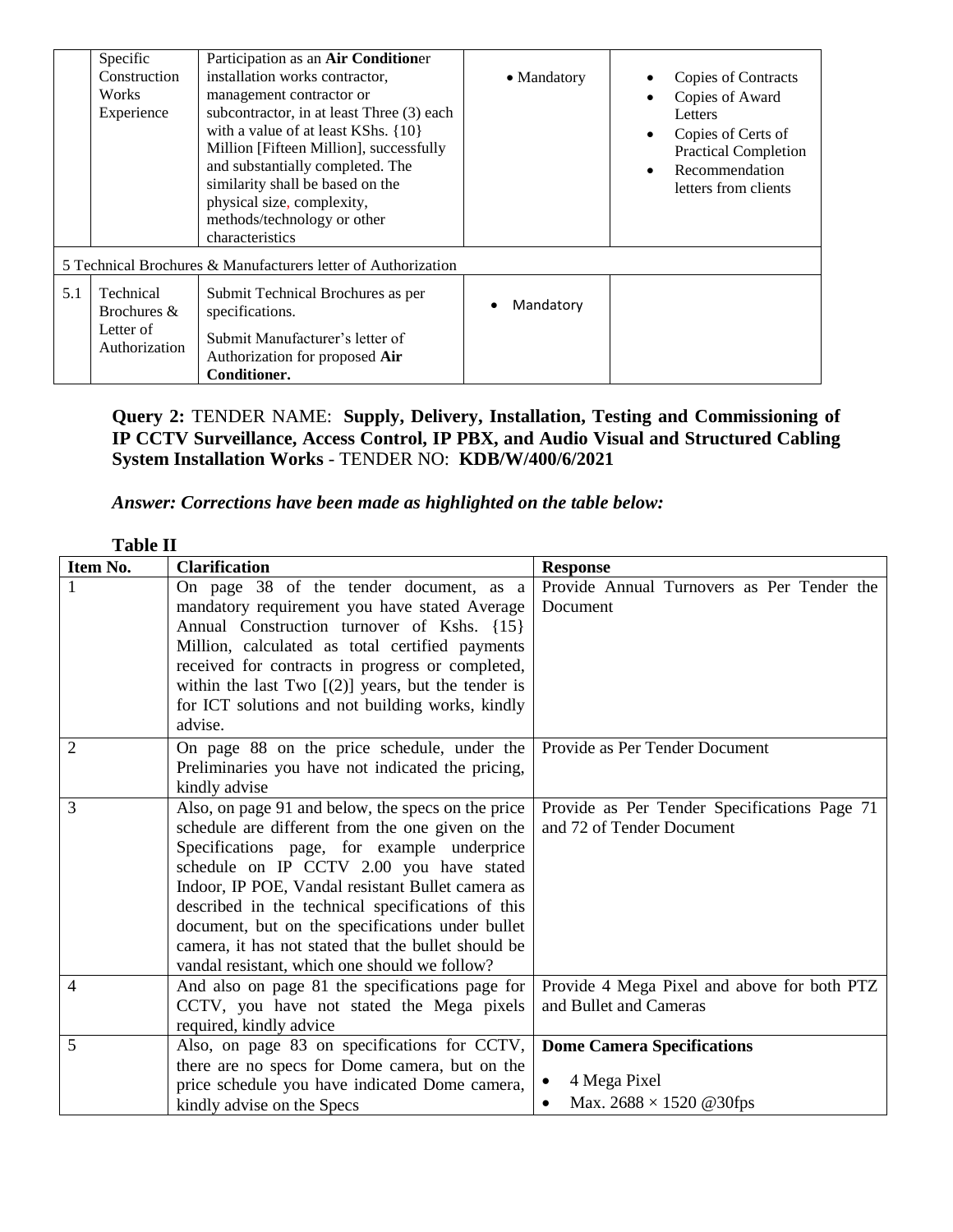| | Specific Construction Works Experience | Participation as an **Air Condition**er installation works contractor, management contractor or subcontractor, in at least Three (3) each with a value of at least KShs. {10} Million [Fifteen Million], successfully and substantially completed. The similarity shall be based on the physical size, complexity, methods/technology or other characteristics | • Mandatory | • Copies of Contracts<br>• Copies of Award Letters<br>• Copies of Certs of Practical Completion<br>• Recommendation letters from clients |
|---|---|---|---|---|
| 5 Technical Brochures & Manufacturers letter of Authorization | | | | |
| 5.1 | Technical Brochures & Letter of Authorization | Submit Technical Brochures as per specifications.<br>Submit Manufacturer's letter of Authorization for proposed **Air Conditioner.** | • Mandatory | |

**Query 2:** TENDER NAME: **Supply, Delivery, Installation, Testing and Commissioning of IP CCTV Surveillance, Access Control, IP PBX, and Audio Visual and Structured Cabling System Installation Works** - TENDER NO: **KDB/W/400/6/2021**

***Answer: Corrections have been made as highlighted on the table below:***

**Table II**

| Item No. | Clarification | Response |
|---|---|---|
| 1 | On page 38 of the tender document, as a mandatory requirement you have stated Average Annual Construction turnover of Kshs. {15} Million, calculated as total certified payments received for contracts in progress or completed, within the last Two [(2)] years, but the tender is for ICT solutions and not building works, kindly advise. | Provide Annual Turnovers as Per Tender the Document |
| 2 | On page 88 on the price schedule, under the Preliminaries you have not indicated the pricing, kindly advise | Provide as Per Tender Document |
| 3 | Also, on page 91 and below, the specs on the price schedule are different from the one given on the Specifications page, for example underprice schedule on IP CCTV 2.00 you have stated Indoor, IP POE, Vandal resistant Bullet camera as described in the technical specifications of this document, but on the specifications under bullet camera, it has not stated that the bullet should be vandal resistant, which one should we follow? | Provide as Per Tender Specifications Page 71 and 72 of Tender Document |
| 4 | And also on page 81 the specifications page for CCTV, you have not stated the Mega pixels required, kindly advice | Provide 4 Mega Pixel and above for both PTZ and Bullet and Cameras |
| 5 | Also, on page 83 on specifications for CCTV, there are no specs for Dome camera, but on the price schedule you have indicated Dome camera, kindly advise on the Specs | **Dome Camera Specifications**<br>• 4 Mega Pixel<br>• Max. 2688 × 1520 @30fps |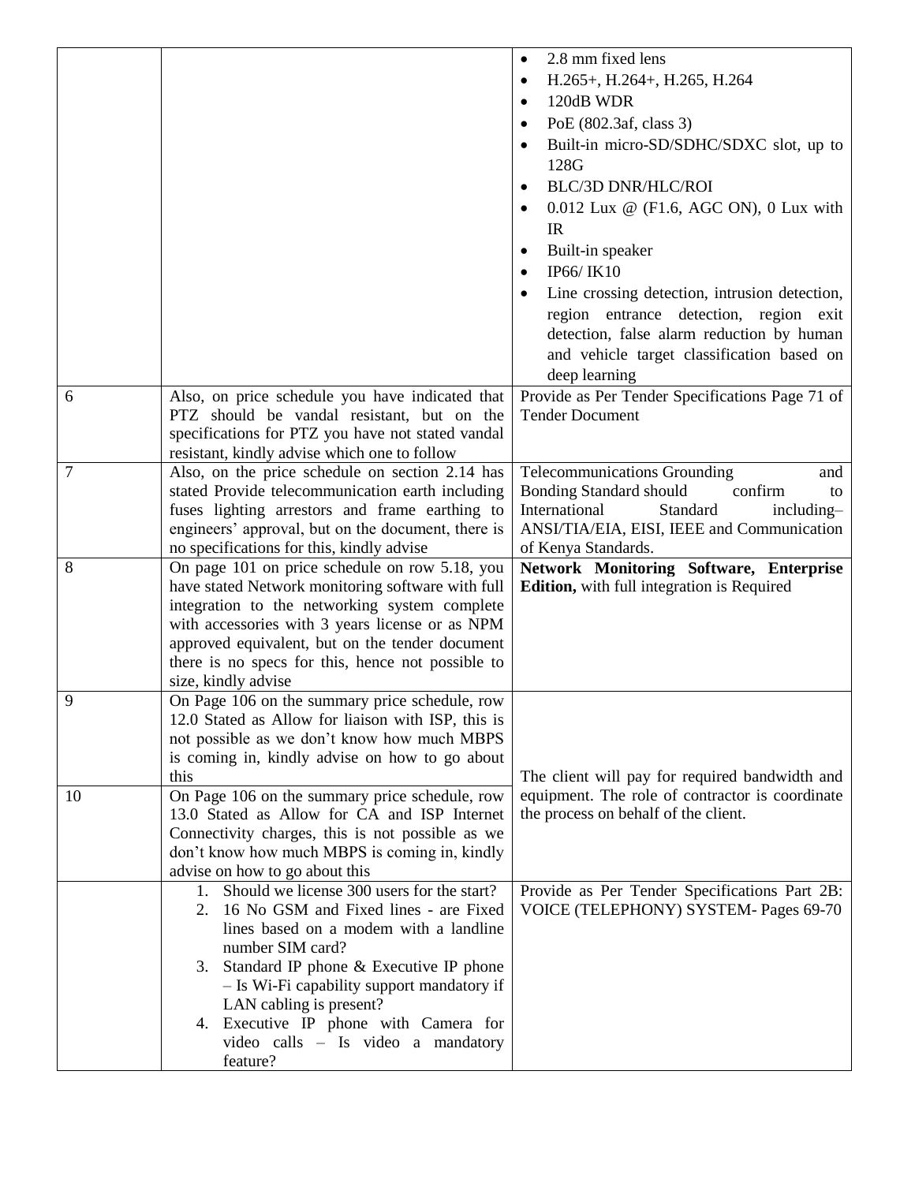| | | |
|---|---|---|
| | | • 2.8 mm fixed lens<br>• H.265+, H.264+, H.265, H.264<br>• 120dB WDR<br>• PoE (802.3af, class 3)<br>• Built-in micro-SD/SDHC/SDXC slot, up to 128G<br>• BLC/3D DNR/HLC/ROI<br>• 0.012 Lux @ (F1.6, AGC ON), 0 Lux with IR<br>• Built-in speaker<br>• IP66/ IK10<br>• Line crossing detection, intrusion detection, region entrance detection, region exit detection, false alarm reduction by human and vehicle target classification based on deep learning |
| 6 | Also, on price schedule you have indicated that PTZ should be vandal resistant, but on the specifications for PTZ you have not stated vandal resistant, kindly advise which one to follow | Provide as Per Tender Specifications Page 71 of Tender Document |
| 7 | Also, on the price schedule on section 2.14 has stated Provide telecommunication earth including fuses lighting arrestors and frame earthing to engineers' approval, but on the document, there is no specifications for this, kindly advise | Telecommunications Grounding and Bonding Standard should confirm to International Standard including– ANSI/TIA/EIA, EISI, IEEE and Communication of Kenya Standards. |
| 8 | On page 101 on price schedule on row 5.18, you have stated Network monitoring software with full integration to the networking system complete with accessories with 3 years license or as NPM approved equivalent, but on the tender document there is no specs for this, hence not possible to size, kindly advise | **Network Monitoring Software, Enterprise Edition,** with full integration is Required |
| 9 | On Page 106 on the summary price schedule, row 12.0 Stated as Allow for liaison with ISP, this is not possible as we don't know how much MBPS is coming in, kindly advise on how to go about this | The client will pay for required bandwidth and equipment. The role of contractor is coordinate the process on behalf of the client. |
| 10 | On Page 106 on the summary price schedule, row 13.0 Stated as Allow for CA and ISP Internet Connectivity charges, this is not possible as we don't know how much MBPS is coming in, kindly advise on how to go about this | |
| | 1. Should we license 300 users for the start?<br>2. 16 No GSM and Fixed lines - are Fixed lines based on a modem with a landline number SIM card?<br>3. Standard IP phone & Executive IP phone – Is Wi-Fi capability support mandatory if LAN cabling is present?<br>4. Executive IP phone with Camera for video calls – Is video a mandatory feature? | Provide as Per Tender Specifications Part 2B: VOICE (TELEPHONY) SYSTEM- Pages 69-70 |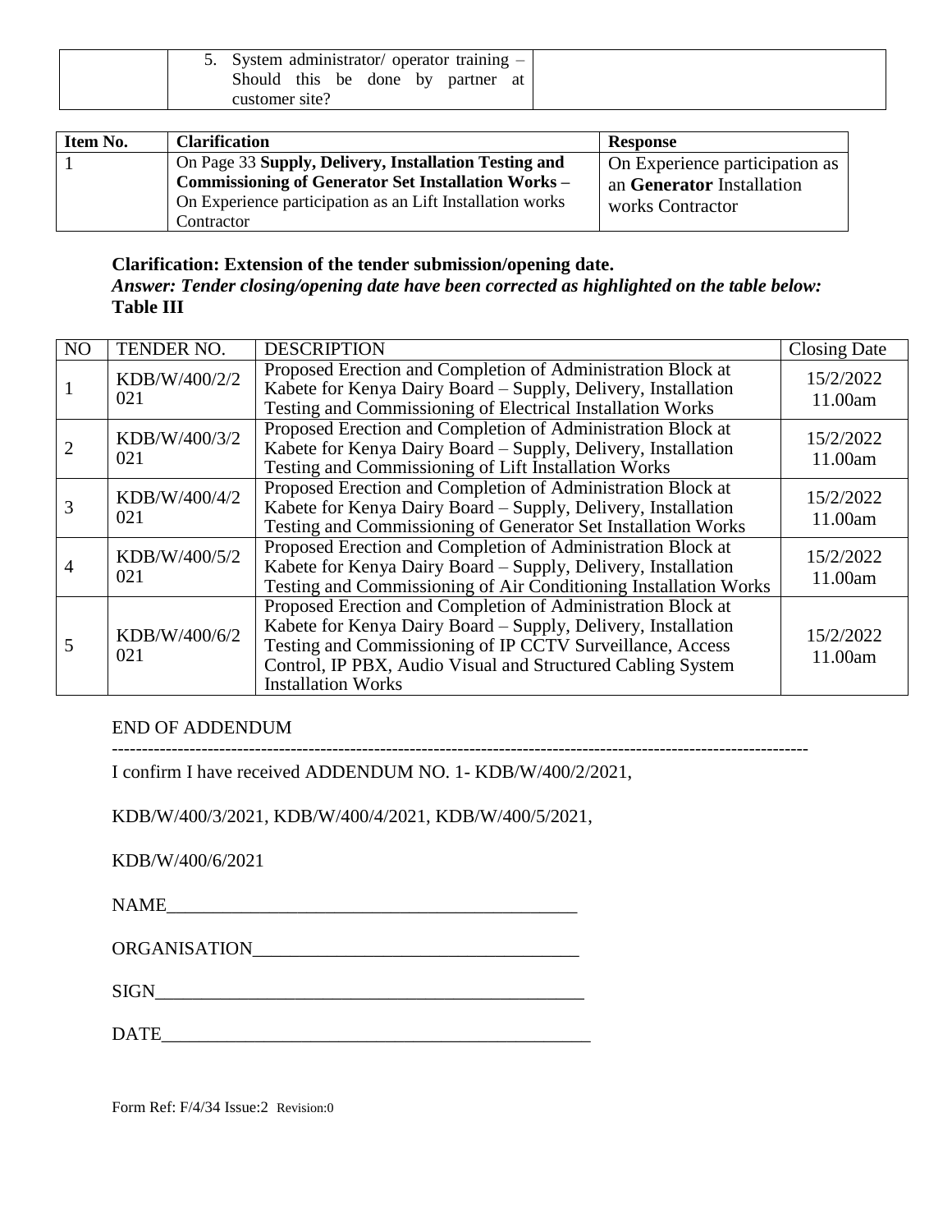| | | |
|---|---|---|
| | 5. System administrator/ operator training – Should this be done by partner at customer site? | |

| Item No. | Clarification | Response |
|---|---|---|
| 1 | On Page 33 **Supply, Delivery, Installation Testing and Commissioning of Generator Set Installation Works –** On Experience participation as an Lift Installation works Contractor | On Experience participation as an **Generator** Installation works Contractor |

**Clarification: Extension of the tender submission/opening date.**

***Answer: Tender closing/opening date have been corrected as highlighted on the table below:***

**Table III**

| NO | TENDER NO. | DESCRIPTION | Closing Date |
|---|---|---|---|
| 1 | KDB/W/400/2/2021 | Proposed Erection and Completion of Administration Block at Kabete for Kenya Dairy Board – Supply, Delivery, Installation Testing and Commissioning of Electrical Installation Works | 15/2/2022 11.00am |
| 2 | KDB/W/400/3/2021 | Proposed Erection and Completion of Administration Block at Kabete for Kenya Dairy Board – Supply, Delivery, Installation Testing and Commissioning of Lift Installation Works | 15/2/2022 11.00am |
| 3 | KDB/W/400/4/2021 | Proposed Erection and Completion of Administration Block at Kabete for Kenya Dairy Board – Supply, Delivery, Installation Testing and Commissioning of Generator Set Installation Works | 15/2/2022 11.00am |
| 4 | KDB/W/400/5/2021 | Proposed Erection and Completion of Administration Block at Kabete for Kenya Dairy Board – Supply, Delivery, Installation Testing and Commissioning of Air Conditioning Installation Works | 15/2/2022 11.00am |
| 5 | KDB/W/400/6/2021 | Proposed Erection and Completion of Administration Block at Kabete for Kenya Dairy Board – Supply, Delivery, Installation Testing and Commissioning of IP CCTV Surveillance, Access Control, IP PBX, Audio Visual and Structured Cabling System Installation Works | 15/2/2022 11.00am |

END OF ADDENDUM

---

I confirm I have received ADDENDUM NO. 1- KDB/W/400/2/2021,

KDB/W/400/3/2021, KDB/W/400/4/2021, KDB/W/400/5/2021,

KDB/W/400/6/2021

NAME_______________________________________________

ORGANISATION___________________________________

SIGN_______________________________________________

DATE_______________________________________________

Form Ref: F/4/34 Issue:2 Revision:0